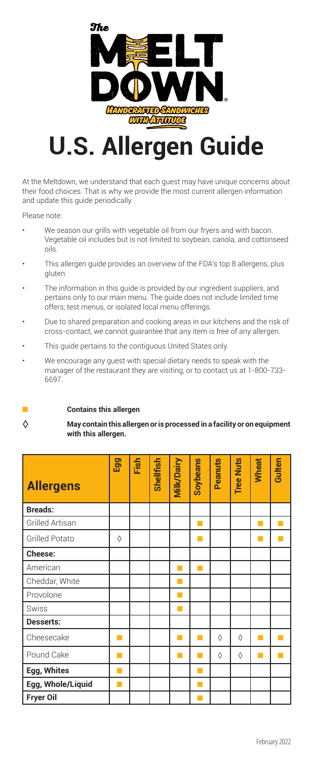# U.S. Allergen Guide

At the Meltdown, we understand that each guest may have unique concerns about their food choices. That is why we provide the most current allergen information and update this guide periodically.

Please note:

- We season our grills with vegetable oil from our fryers and with bacon. Vegetable oil includes but is not limited to soybean, canola, and cottonseed oils.
- This allergen guide provides an overview of the FDA's top 8 allergens, plus gluten.
- The information in this guide is provided by our ingredient suppliers, and pertains only to our main menu. The guide does not include limited time offers, test menus, or isolated local menu offerings.
- Due to shared preparation and cooking areas in our kitchens and the risk of cross-contact, we cannot guarantee that any item is free of any allergen.
- This guide pertains to the contiguous United States only.
- We encourage any guest with special dietary needs to speak with the manager of the restaurant they are visiting, or to contact us at 1-800-733-6697.

■ **Contains this allergen**

◊ **May contain this allergen or is processed in a facility or on equipment with this allergen.**

| Allergens | Egg | Fish | Shellfish | Milk/Dairy | Soybeans | Peanuts | Tree Nuts | Wheat | Gulten |
|---|---|---|---|---|---|---|---|---|---|
| **Breads:** | | | | | | | | | |
| Grilled Artisan | | | | | ■ | | | ■ | ■ |
| Grilled Potato | ◊ | | | | ■ | | | ■ | ■ |
| **Cheese:** | | | | | | | | | |
| American | | | | ■ | ■ | | | | |
| Cheddar, White | | | | ■ | | | | | |
| Provolone | | | | ■ | | | | | |
| Swiss | | | | ■ | | | | | |
| **Desserts:** | | | | | | | | | |
| Cheesecake | ■ | | | ■ | ■ | ◊ | ◊ | ■ | ■ |
| Pound Cake | ■ | | | ■ | ■ | ◊ | ◊ | ■ | ■ |
| **Egg, Whites** | ■ | | | | ■ | | | | |
| **Egg, Whole/Liquid** | ■ | | | | ■ | | | | |
| **Fryer Oil** | | | | | ■ | | | | |

February 2022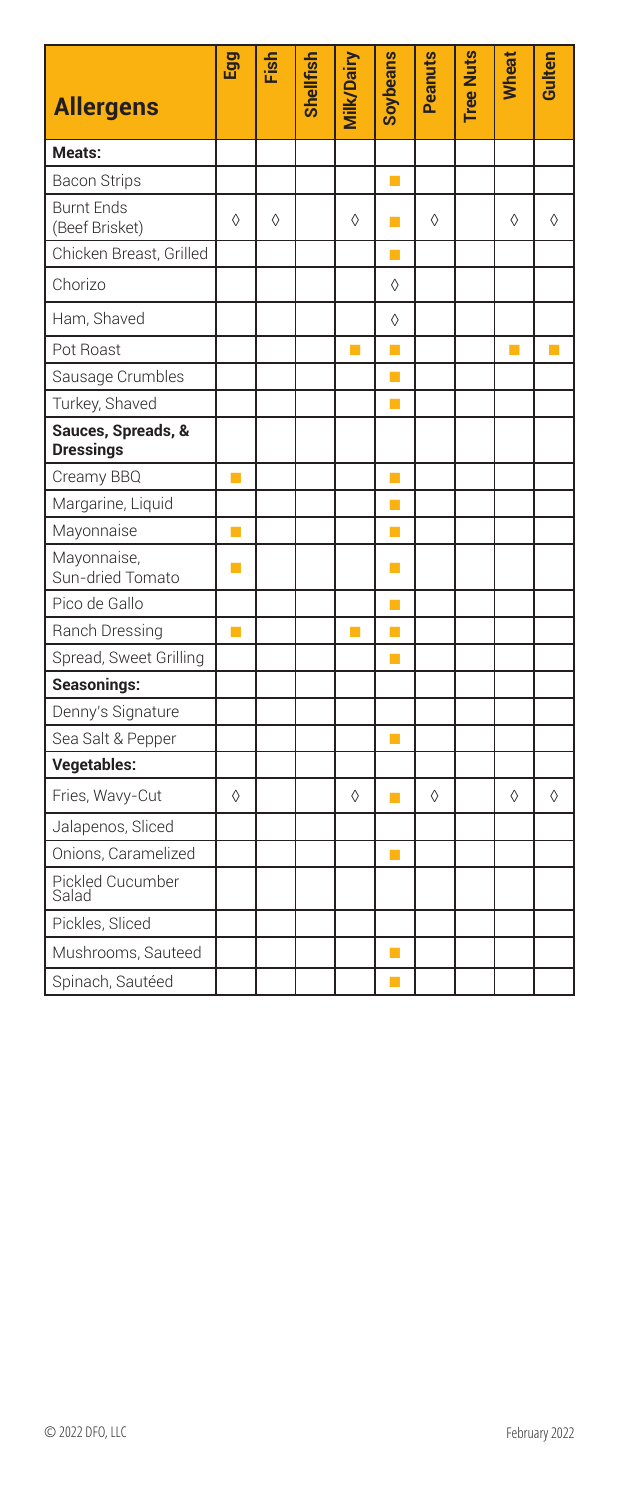| Allergens | Egg | Fish | Shellfish | Milk/Dairy | Soybeans | Peanuts | Tree Nuts | Wheat | Gulten |
|---|---|---|---|---|---|---|---|---|---|
| **Meats:** | | | | | | | | | |
| Bacon Strips | | | | | ■ | | | | |
| Burnt Ends (Beef Brisket) | ◊ | ◊ | | ◊ | ■ | ◊ | | ◊ | ◊ |
| Chicken Breast, Grilled | | | | | ■ | | | | |
| Chorizo | | | | | ◊ | | | | |
| Ham, Shaved | | | | | ◊ | | | | |
| Pot Roast | | | | ■ | ■ | | | ■ | ■ |
| Sausage Crumbles | | | | | ■ | | | | |
| Turkey, Shaved | | | | | ■ | | | | |
| **Sauces, Spreads, & Dressings** | | | | | | | | | |
| Creamy BBQ | ■ | | | | ■ | | | | |
| Margarine, Liquid | | | | | ■ | | | | |
| Mayonnaise | ■ | | | | ■ | | | | |
| Mayonnaise, Sun-dried Tomato | ■ | | | | ■ | | | | |
| Pico de Gallo | | | | | ■ | | | | |
| Ranch Dressing | ■ | | | ■ | ■ | | | | |
| Spread, Sweet Grilling | | | | | ■ | | | | |
| **Seasonings:** | | | | | | | | | |
| Denny's Signature | | | | | | | | | |
| Sea Salt & Pepper | | | | | ■ | | | | |
| **Vegetables:** | | | | | | | | | |
| Fries, Wavy-Cut | ◊ | | | ◊ | ■ | ◊ | | ◊ | ◊ |
| Jalapenos, Sliced | | | | | | | | | |
| Onions, Caramelized | | | | | ■ | | | | |
| Pickled Cucumber Salad | | | | | | | | | |
| Pickles, Sliced | | | | | | | | | |
| Mushrooms, Sauteed | | | | | ■ | | | | |
| Spinach, Sautéed | | | | | ■ | | | | |

© 2022 DFO, LLC

February 2022